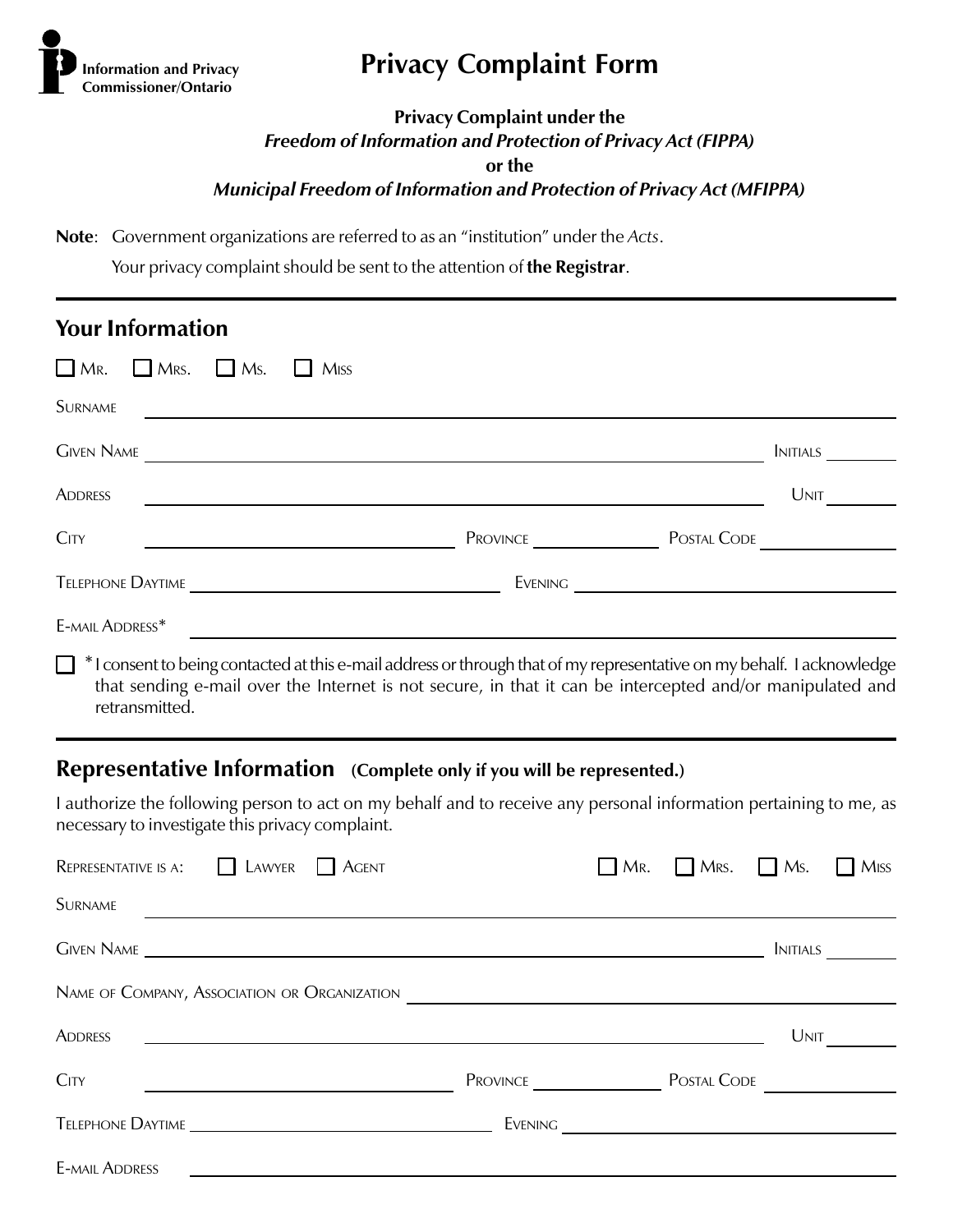Information and Privacy Commissioner/Ontario

# Privacy Complaint Form

**Privacy Complaint under the**
***Freedom of Information and Protection of Privacy Act (FIPPA)***
**or the**
***Municipal Freedom of Information and Protection of Privacy Act (MFIPPA)***

**Note**: Government organizations are referred to as an "institution" under the *Acts*.

Your privacy complaint should be sent to the attention of **the Registrar**.

---

## Your Information

☐ Mr. ☐ Mrs. ☐ Ms. ☐ Miss

Surname ______________________________

Given Name ______________________________ Initials ________

Address ______________________________ Unit ________

City ______________________ Province ____________ Postal Code ____________

Telephone Daytime ______________________ Evening ______________________

E-mail Address* ______________________________

☐ *I consent to being contacted at this e-mail address or through that of my representative on my behalf. I acknowledge that sending e-mail over the Internet is not secure, in that it can be intercepted and/or manipulated and retransmitted.

---

## Representative Information (Complete only if you will be represented.)

I authorize the following person to act on my behalf and to receive any personal information pertaining to me, as necessary to investigate this privacy complaint.

Representative is a: ☐ Lawyer ☐ Agent ☐ Mr. ☐ Mrs. ☐ Ms. ☐ Miss

Surname ______________________________

Given Name ______________________________ Initials ________

Name of Company, Association or Organization ______________________________

Address ______________________________ Unit ________

City ______________________ Province ____________ Postal Code ____________

Telephone Daytime ______________________ Evening ______________________

E-mail Address ______________________________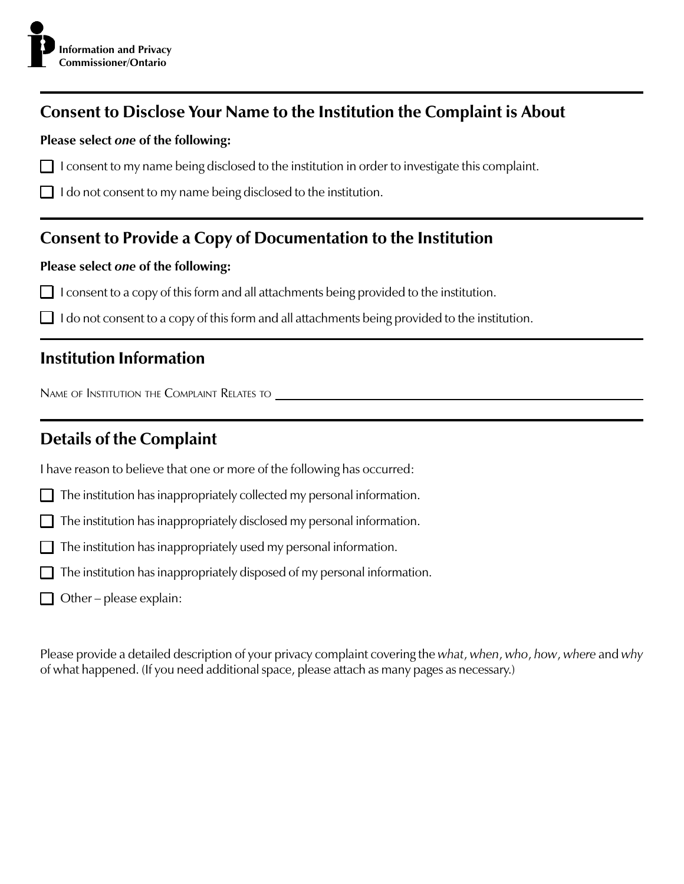## Consent to Disclose Your Name to the Institution the Complaint is About

**Please select *one* of the following:**

- [ ] I consent to my name being disclosed to the institution in order to investigate this complaint.
- [ ] I do not consent to my name being disclosed to the institution.

## Consent to Provide a Copy of Documentation to the Institution

**Please select *one* of the following:**

- [ ] I consent to a copy of this form and all attachments being provided to the institution.
- [ ] I do not consent to a copy of this form and all attachments being provided to the institution.

## Institution Information

NAME OF INSTITUTION THE COMPLAINT RELATES TO ______________________________

## Details of the Complaint

I have reason to believe that one or more of the following has occurred:

- [ ] The institution has inappropriately collected my personal information.
- [ ] The institution has inappropriately disclosed my personal information.
- [ ] The institution has inappropriately used my personal information.
- [ ] The institution has inappropriately disposed of my personal information.
- [ ] Other – please explain:

Please provide a detailed description of your privacy complaint covering the *what*, *when*, *who*, *how*, *where* and *why* of what happened. (If you need additional space, please attach as many pages as necessary.)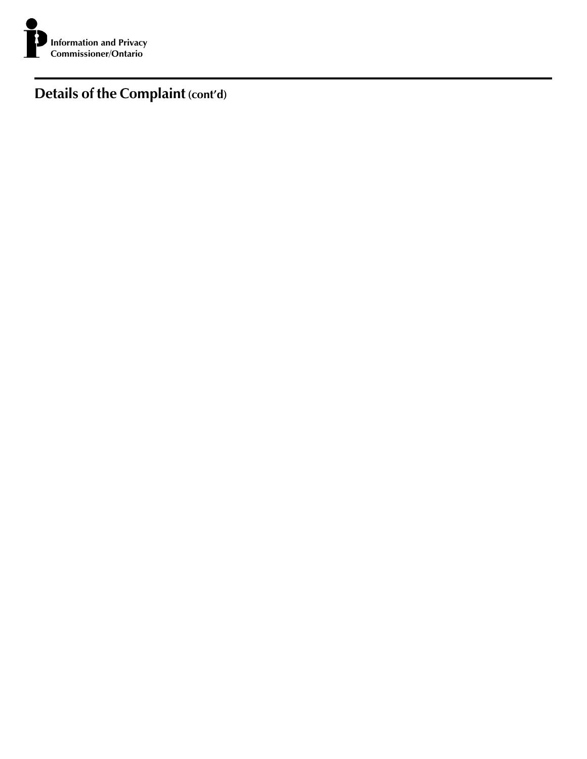Information and Privacy Commissioner/Ontario

## Details of the Complaint (cont'd)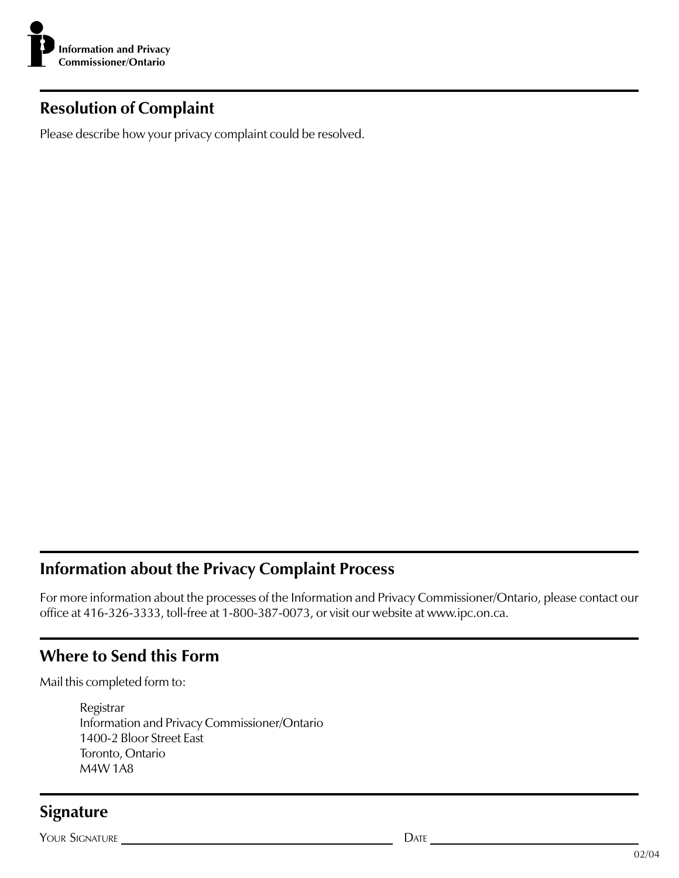Information and Privacy
Commissioner/Ontario

## Resolution of Complaint

Please describe how your privacy complaint could be resolved.

## Information about the Privacy Complaint Process

For more information about the processes of the Information and Privacy Commissioner/Ontario, please contact our office at 416-326-3333, toll-free at 1-800-387-0073, or visit our website at www.ipc.on.ca.

## Where to Send this Form

Mail this completed form to:

Registrar
Information and Privacy Commissioner/Ontario
1400-2 Bloor Street East
Toronto, Ontario
M4W 1A8

## Signature

YOUR SIGNATURE ______________________________ DATE ______________________

02/04